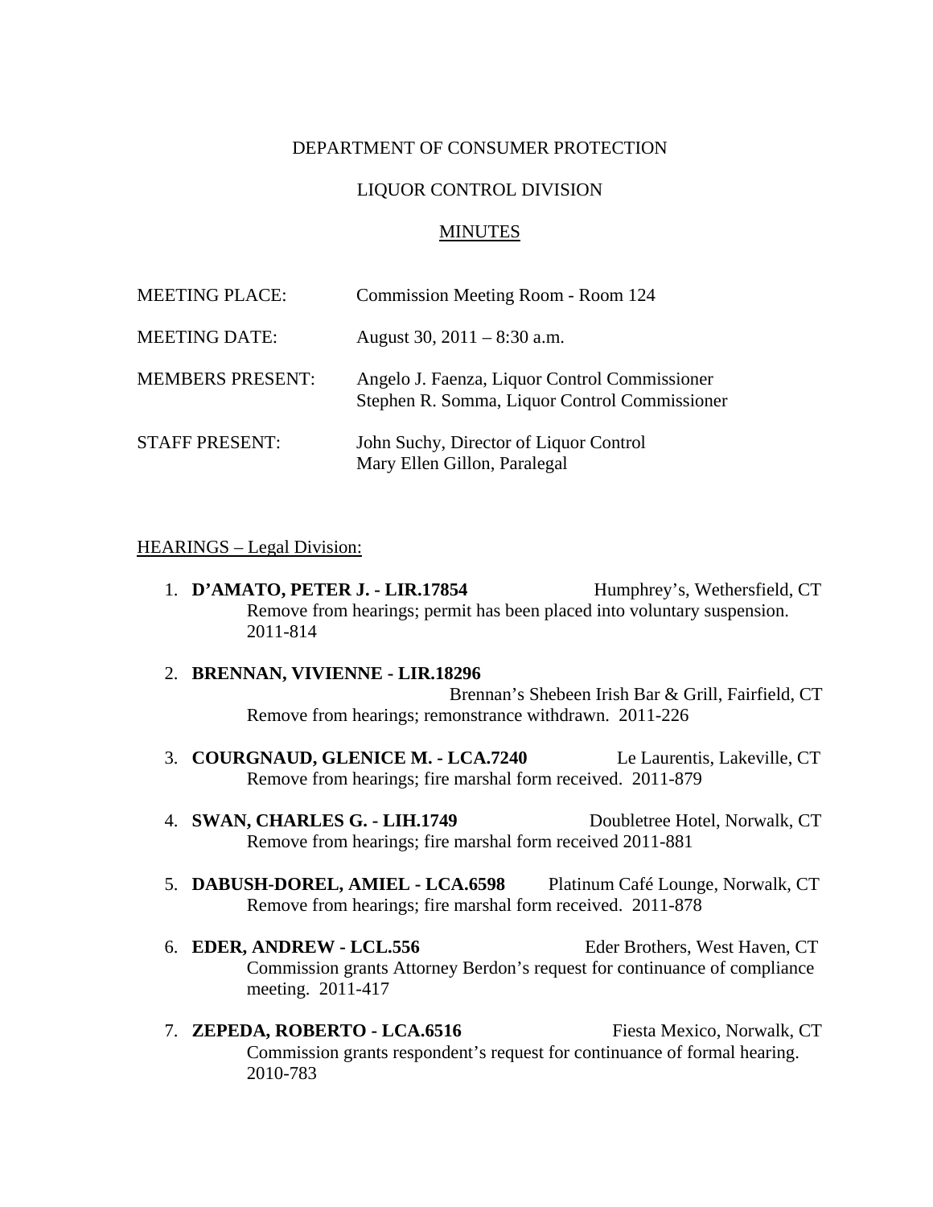DEPARTMENT OF CONSUMER PROTECTION

LIQUOR CONTROL DIVISION

MINUTES

| | |
|---|---|
| MEETING PLACE: | Commission Meeting Room - Room 124 |
| MEETING DATE: | August 30, 2011 – 8:30 a.m. |
| MEMBERS PRESENT: | Angelo J. Faenza, Liquor Control Commissioner<br>Stephen R. Somma, Liquor Control Commissioner |
| STAFF PRESENT: | John Suchy, Director of Liquor Control<br>Mary Ellen Gillon, Paralegal |

HEARINGS – Legal Division:

1. **D'AMATO, PETER J. - LIR.17854** Humphrey's, Wethersfield, CT
   Remove from hearings; permit has been placed into voluntary suspension. 2011-814

2. **BRENNAN, VIVIENNE - LIR.18296** Brennan's Shebeen Irish Bar & Grill, Fairfield, CT
   Remove from hearings; remonstrance withdrawn. 2011-226

3. **COURGNAUD, GLENICE M. - LCA.7240** Le Laurentis, Lakeville, CT
   Remove from hearings; fire marshal form received. 2011-879

4. **SWAN, CHARLES G. - LIH.1749** Doubletree Hotel, Norwalk, CT
   Remove from hearings; fire marshal form received 2011-881

5. **DABUSH-DOREL, AMIEL - LCA.6598** Platinum Café Lounge, Norwalk, CT
   Remove from hearings; fire marshal form received. 2011-878

6. **EDER, ANDREW - LCL.556** Eder Brothers, West Haven, CT
   Commission grants Attorney Berdon's request for continuance of compliance meeting. 2011-417

7. **ZEPEDA, ROBERTO - LCA.6516** Fiesta Mexico, Norwalk, CT
   Commission grants respondent's request for continuance of formal hearing. 2010-783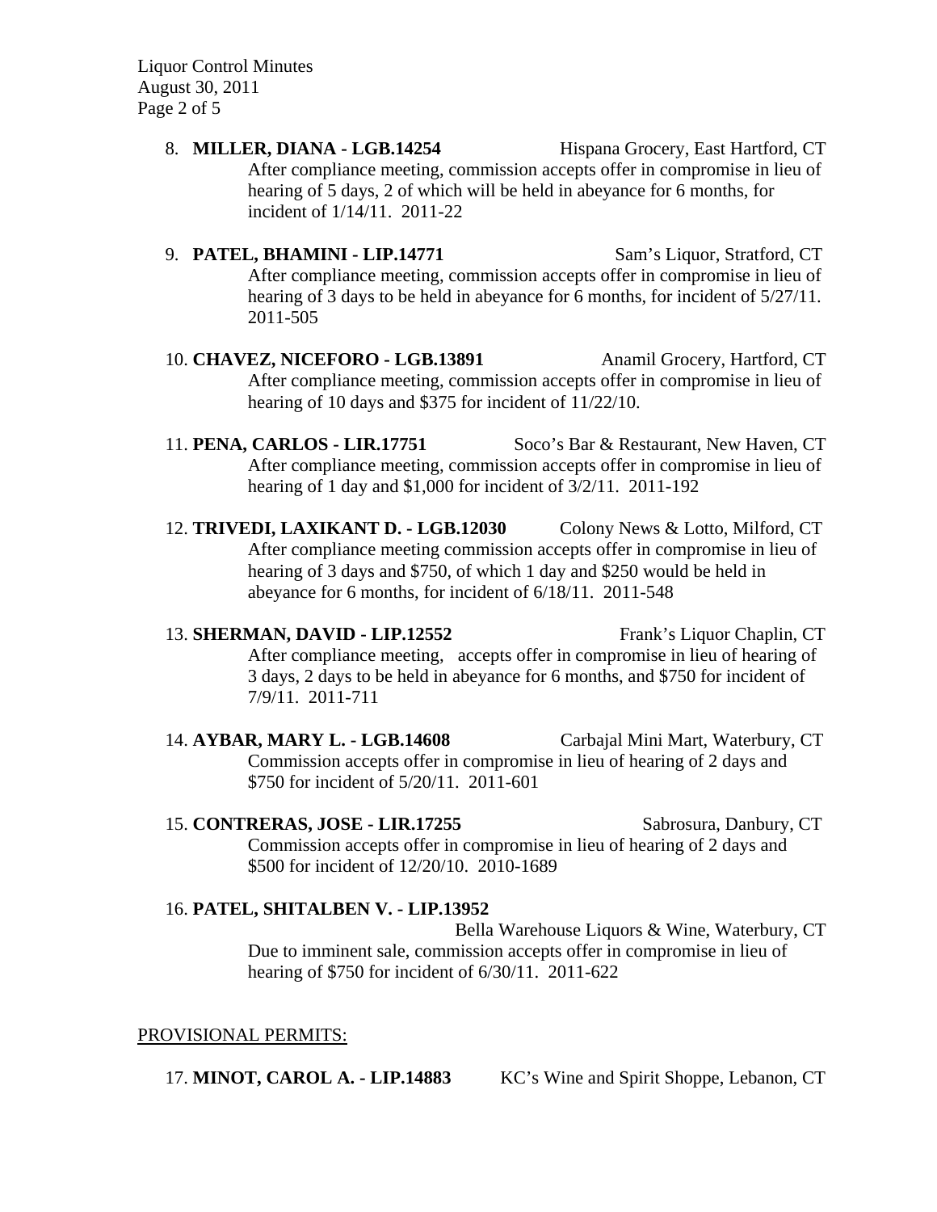8. **MILLER, DIANA - LGB.14254** Hispana Grocery, East Hartford, CT
   After compliance meeting, commission accepts offer in compromise in lieu of hearing of 5 days, 2 of which will be held in abeyance for 6 months, for incident of 1/14/11. 2011-22

9. **PATEL, BHAMINI - LIP.14771** Sam's Liquor, Stratford, CT
   After compliance meeting, commission accepts offer in compromise in lieu of hearing of 3 days to be held in abeyance for 6 months, for incident of 5/27/11. 2011-505

10. **CHAVEZ, NICEFORO - LGB.13891** Anamil Grocery, Hartford, CT
    After compliance meeting, commission accepts offer in compromise in lieu of hearing of 10 days and $375 for incident of 11/22/10.

11. **PENA, CARLOS - LIR.17751** Soco's Bar & Restaurant, New Haven, CT
    After compliance meeting, commission accepts offer in compromise in lieu of hearing of 1 day and $1,000 for incident of 3/2/11. 2011-192

12. **TRIVEDI, LAXIKANT D. - LGB.12030** Colony News & Lotto, Milford, CT
    After compliance meeting commission accepts offer in compromise in lieu of hearing of 3 days and $750, of which 1 day and $250 would be held in abeyance for 6 months, for incident of 6/18/11. 2011-548

13. **SHERMAN, DAVID - LIP.12552** Frank's Liquor Chaplin, CT
    After compliance meeting, accepts offer in compromise in lieu of hearing of 3 days, 2 days to be held in abeyance for 6 months, and $750 for incident of 7/9/11. 2011-711

14. **AYBAR, MARY L. - LGB.14608** Carbajal Mini Mart, Waterbury, CT
    Commission accepts offer in compromise in lieu of hearing of 2 days and $750 for incident of 5/20/11. 2011-601

15. **CONTRERAS, JOSE - LIR.17255** Sabrosura, Danbury, CT
    Commission accepts offer in compromise in lieu of hearing of 2 days and $500 for incident of 12/20/10. 2010-1689

16. **PATEL, SHITALBEN V. - LIP.13952**
    Bella Warehouse Liquors & Wine, Waterbury, CT
    Due to imminent sale, commission accepts offer in compromise in lieu of hearing of $750 for incident of 6/30/11. 2011-622

<u>PROVISIONAL PERMITS:</u>

17. **MINOT, CAROL A. - LIP.14883** KC's Wine and Spirit Shoppe, Lebanon, CT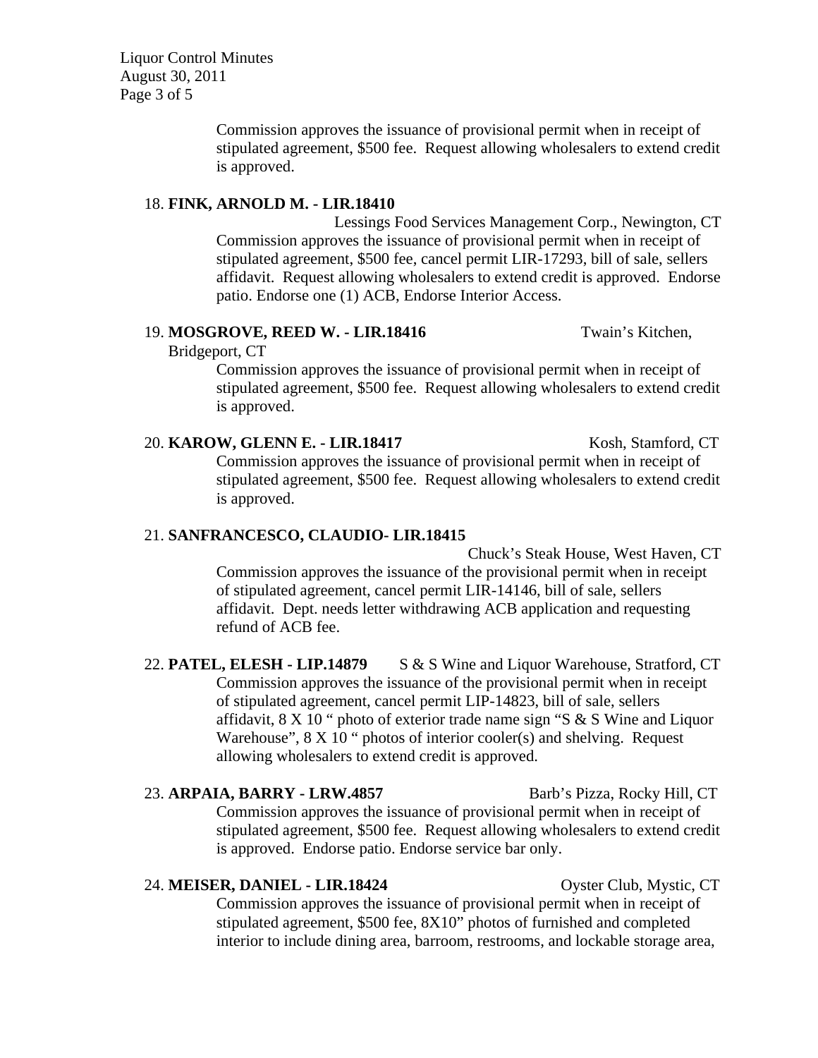Commission approves the issuance of provisional permit when in receipt of stipulated agreement, $500 fee. Request allowing wholesalers to extend credit is approved.

18. **FINK, ARNOLD M. - LIR.18410** Lessings Food Services Management Corp., Newington, CT
    Commission approves the issuance of provisional permit when in receipt of stipulated agreement, $500 fee, cancel permit LIR-17293, bill of sale, sellers affidavit. Request allowing wholesalers to extend credit is approved. Endorse patio. Endorse one (1) ACB, Endorse Interior Access.

19. **MOSGROVE, REED W. - LIR.18416** Twain's Kitchen, Bridgeport, CT
    Commission approves the issuance of provisional permit when in receipt of stipulated agreement, $500 fee. Request allowing wholesalers to extend credit is approved.

20. **KAROW, GLENN E. - LIR.18417** Kosh, Stamford, CT
    Commission approves the issuance of provisional permit when in receipt of stipulated agreement, $500 fee. Request allowing wholesalers to extend credit is approved.

21. **SANFRANCESCO, CLAUDIO- LIR.18415** Chuck's Steak House, West Haven, CT
    Commission approves the issuance of the provisional permit when in receipt of stipulated agreement, cancel permit LIR-14146, bill of sale, sellers affidavit. Dept. needs letter withdrawing ACB application and requesting refund of ACB fee.

22. **PATEL, ELESH - LIP.14879** S & S Wine and Liquor Warehouse, Stratford, CT
    Commission approves the issuance of the provisional permit when in receipt of stipulated agreement, cancel permit LIP-14823, bill of sale, sellers affidavit, 8 X 10 " photo of exterior trade name sign "S & S Wine and Liquor Warehouse", 8 X 10 " photos of interior cooler(s) and shelving. Request allowing wholesalers to extend credit is approved.

23. **ARPAIA, BARRY - LRW.4857** Barb's Pizza, Rocky Hill, CT
    Commission approves the issuance of provisional permit when in receipt of stipulated agreement, $500 fee. Request allowing wholesalers to extend credit is approved. Endorse patio. Endorse service bar only.

24. **MEISER, DANIEL - LIR.18424** Oyster Club, Mystic, CT
    Commission approves the issuance of provisional permit when in receipt of stipulated agreement, $500 fee, 8X10" photos of furnished and completed interior to include dining area, barroom, restrooms, and lockable storage area,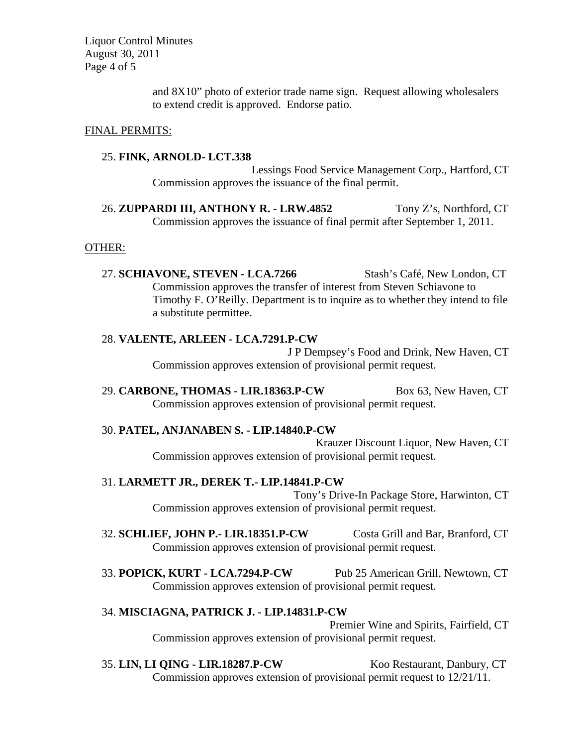and 8X10" photo of exterior trade name sign. Request allowing wholesalers to extend credit is approved. Endorse patio.

FINAL PERMITS:

25. **FINK, ARNOLD- LCT.338** Lessings Food Service Management Corp., Hartford, CT
Commission approves the issuance of the final permit.

26. **ZUPPARDI III, ANTHONY R. - LRW.4852** Tony Z's, Northford, CT
Commission approves the issuance of final permit after September 1, 2011.

OTHER:

27. **SCHIAVONE, STEVEN - LCA.7266** Stash's Café, New London, CT
Commission approves the transfer of interest from Steven Schiavone to Timothy F. O'Reilly. Department is to inquire as to whether they intend to file a substitute permittee.

28. **VALENTE, ARLEEN - LCA.7291.P-CW** J P Dempsey's Food and Drink, New Haven, CT
Commission approves extension of provisional permit request.

29. **CARBONE, THOMAS - LIR.18363.P-CW** Box 63, New Haven, CT
Commission approves extension of provisional permit request.

30. **PATEL, ANJANABEN S. - LIP.14840.P-CW** Krauzer Discount Liquor, New Haven, CT
Commission approves extension of provisional permit request.

31. **LARMETT JR., DEREK T.- LIP.14841.P-CW** Tony's Drive-In Package Store, Harwinton, CT
Commission approves extension of provisional permit request.

32. **SCHLIEF, JOHN P.- LIR.18351.P-CW** Costa Grill and Bar, Branford, CT
Commission approves extension of provisional permit request.

33. **POPICK, KURT - LCA.7294.P-CW** Pub 25 American Grill, Newtown, CT
Commission approves extension of provisional permit request.

34. **MISCIAGNA, PATRICK J. - LIP.14831.P-CW** Premier Wine and Spirits, Fairfield, CT
Commission approves extension of provisional permit request.

35. **LIN, LI QING - LIR.18287.P-CW** Koo Restaurant, Danbury, CT
Commission approves extension of provisional permit request to 12/21/11.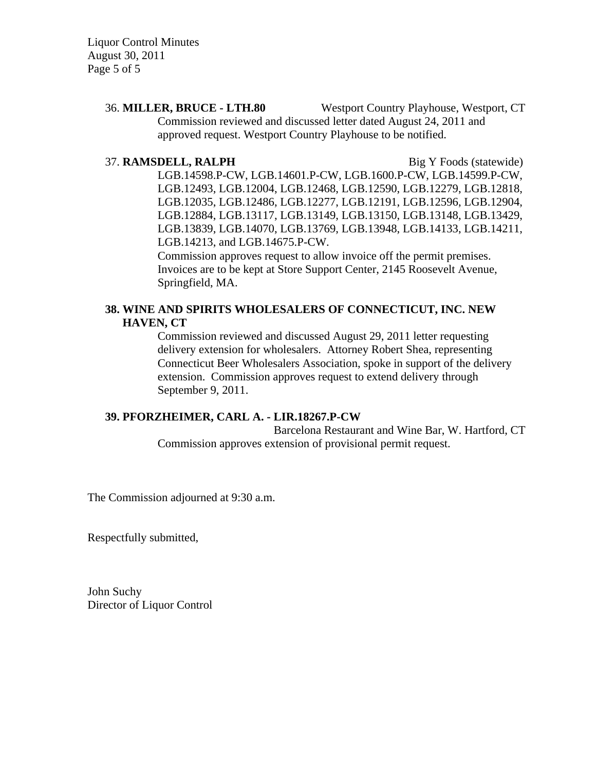36. **MILLER, BRUCE - LTH.80** Westport Country Playhouse, Westport, CT

Commission reviewed and discussed letter dated August 24, 2011 and approved request. Westport Country Playhouse to be notified.

37. **RAMSDELL, RALPH** Big Y Foods (statewide)

LGB.14598.P-CW, LGB.14601.P-CW, LGB.1600.P-CW, LGB.14599.P-CW, LGB.12493, LGB.12004, LGB.12468, LGB.12590, LGB.12279, LGB.12818, LGB.12035, LGB.12486, LGB.12277, LGB.12191, LGB.12596, LGB.12904, LGB.12884, LGB.13117, LGB.13149, LGB.13150, LGB.13148, LGB.13429, LGB.13839, LGB.14070, LGB.13769, LGB.13948, LGB.14133, LGB.14211, LGB.14213, and LGB.14675.P-CW.

Commission approves request to allow invoice off the permit premises. Invoices are to be kept at Store Support Center, 2145 Roosevelt Avenue, Springfield, MA.

**38. WINE AND SPIRITS WHOLESALERS OF CONNECTICUT, INC. NEW HAVEN, CT**

Commission reviewed and discussed August 29, 2011 letter requesting delivery extension for wholesalers. Attorney Robert Shea, representing Connecticut Beer Wholesalers Association, spoke in support of the delivery extension. Commission approves request to extend delivery through September 9, 2011.

**39. PFORZHEIMER, CARL A. - LIR.18267.P-CW**

Barcelona Restaurant and Wine Bar, W. Hartford, CT

Commission approves extension of provisional permit request.

The Commission adjourned at 9:30 a.m.

Respectfully submitted,

John Suchy
Director of Liquor Control